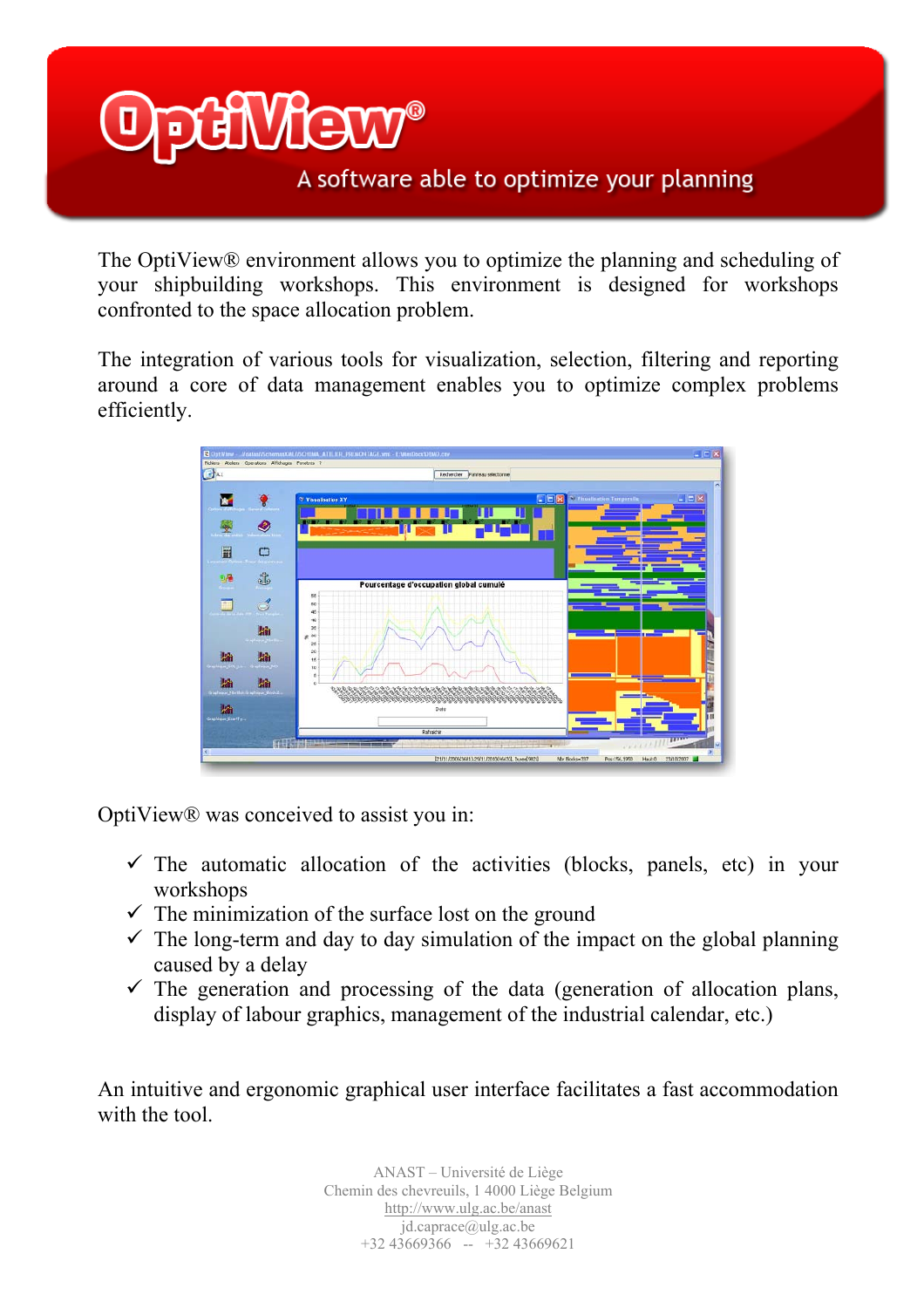# OptiView®

A software able to optimize your planning

The OptiView® environment allows you to optimize the planning and scheduling of your shipbuilding workshops. This environment is designed for workshops confronted to the space allocation problem.

The integration of various tools for visualization, selection, filtering and reporting around a core of data management enables you to optimize complex problems efficiently.

OptiView® was conceived to assist you in:

- ✓ The automatic allocation of the activities (blocks, panels, etc) in your workshops
- ✓ The minimization of the surface lost on the ground
- ✓ The long-term and day to day simulation of the impact on the global planning caused by a delay
- ✓ The generation and processing of the data (generation of allocation plans, display of labour graphics, management of the industrial calendar, etc.)

An intuitive and ergonomic graphical user interface facilitates a fast accommodation with the tool.

ANAST – Université de Liège
Chemin des chevreuils, 1 4000 Liège Belgium
http://www.ulg.ac.be/anast
jd.caprace@ulg.ac.be
+32 43669366 -- +32 43669621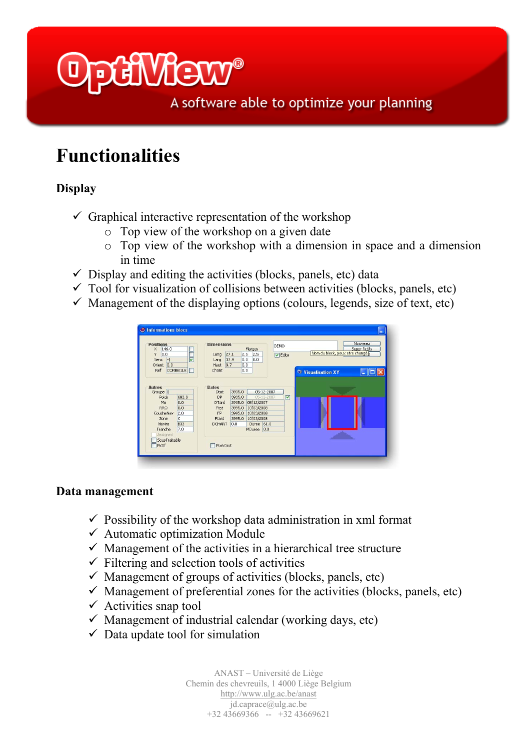# OptiView®

A software able to optimize your planning

## Functionalities

### Display

- ✓ Graphical interactive representation of the workshop
  - Top view of the workshop on a given date
  - Top view of the workshop with a dimension in space and a dimension in time
- ✓ Display and editing the activities (blocks, panels, etc) data
- ✓ Tool for visualization of collisions between activities (blocks, panels, etc)
- ✓ Management of the displaying options (colours, legends, size of text, etc)

### Data management

- ✓ Possibility of the workshop data administration in xml format
- ✓ Automatic optimization Module
- ✓ Management of the activities in a hierarchical tree structure
- ✓ Filtering and selection tools of activities
- ✓ Management of groups of activities (blocks, panels, etc)
- ✓ Management of preferential zones for the activities (blocks, panels, etc)
- ✓ Activities snap tool
- ✓ Management of industrial calendar (working days, etc)
- ✓ Data update tool for simulation

ANAST – Université de Liège
Chemin des chevreuils, 1 4000 Liège Belgium
http://www.ulg.ac.be/anast
jd.caprace@ulg.ac.be
+32 43669366 -- +32 43669621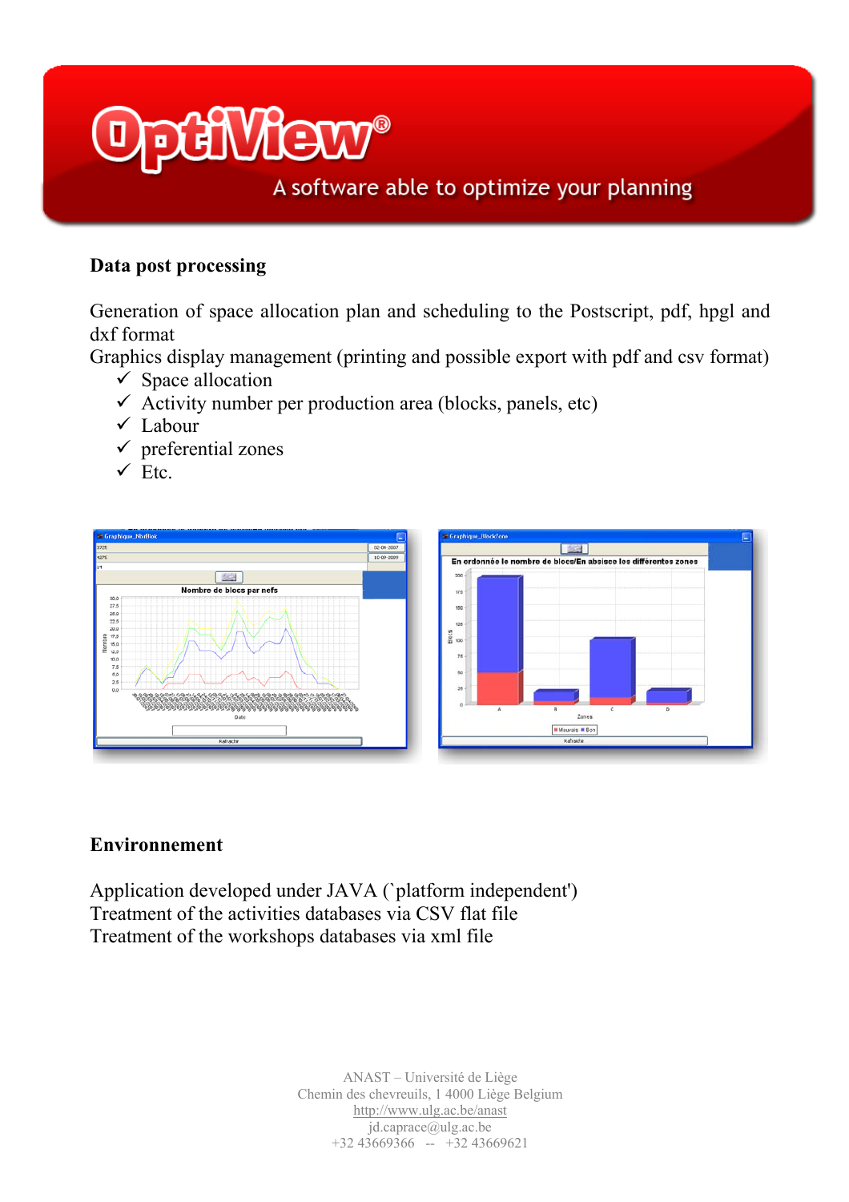# OptiView®

A software able to optimize your planning

**Data post processing**

Generation of space allocation plan and scheduling to the Postscript, pdf, hpgl and dxf format

Graphics display management (printing and possible export with pdf and csv format)

- ✓ Space allocation
- ✓ Activity number per production area (blocks, panels, etc)
- ✓ Labour
- ✓ preferential zones
- ✓ Etc.

**Environnement**

Application developed under JAVA (`platform independent')

Treatment of the activities databases via CSV flat file

Treatment of the workshops databases via xml file

ANAST – Université de Liège
Chemin des chevreuils, 1 4000 Liège Belgium
http://www.ulg.ac.be/anast
jd.caprace@ulg.ac.be
+32 43669366 -- +32 43669621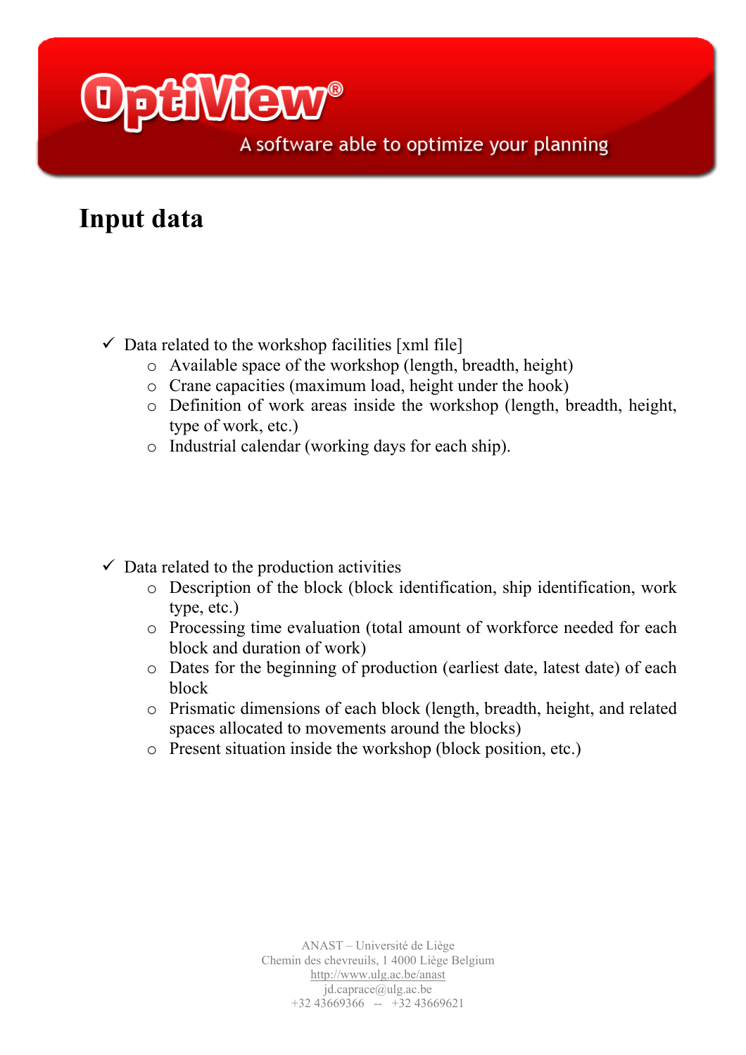# Input data

- ✓ Data related to the workshop facilities [xml file]
  - Available space of the workshop (length, breadth, height)
  - Crane capacities (maximum load, height under the hook)
  - Definition of work areas inside the workshop (length, breadth, height, type of work, etc.)
  - Industrial calendar (working days for each ship).

- ✓ Data related to the production activities
  - Description of the block (block identification, ship identification, work type, etc.)
  - Processing time evaluation (total amount of workforce needed for each block and duration of work)
  - Dates for the beginning of production (earliest date, latest date) of each block
  - Prismatic dimensions of each block (length, breadth, height, and related spaces allocated to movements around the blocks)
  - Present situation inside the workshop (block position, etc.)